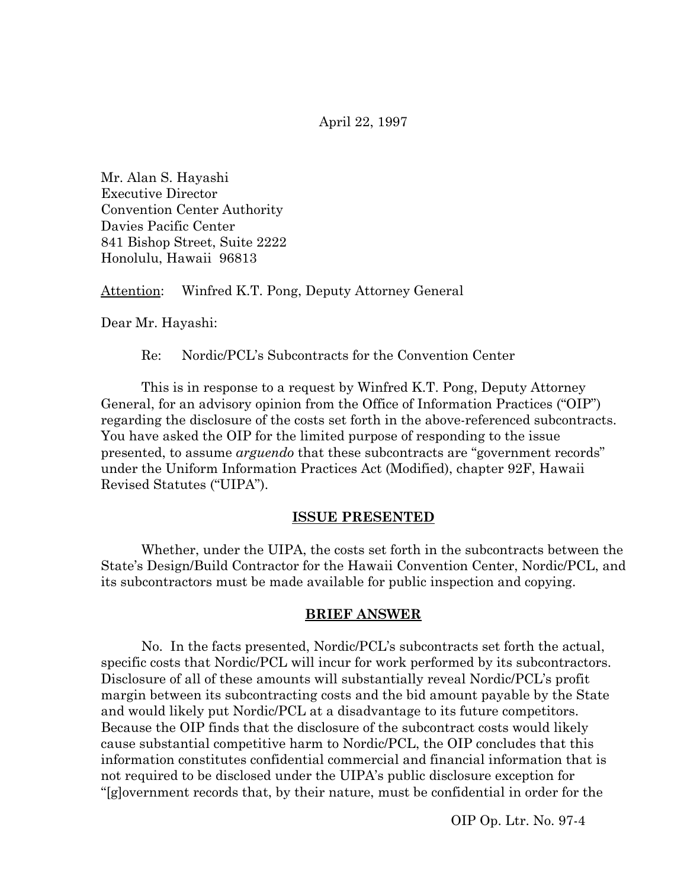April 22, 1997

Mr. Alan S. Hayashi
Executive Director
Convention Center Authority
Davies Pacific Center
841 Bishop Street, Suite 2222
Honolulu, Hawaii 96813

Attention: Winfred K.T. Pong, Deputy Attorney General

Dear Mr. Hayashi:

Re: Nordic/PCL's Subcontracts for the Convention Center

This is in response to a request by Winfred K.T. Pong, Deputy Attorney General, for an advisory opinion from the Office of Information Practices ("OIP") regarding the disclosure of the costs set forth in the above-referenced subcontracts. You have asked the OIP for the limited purpose of responding to the issue presented, to assume *arguendo* that these subcontracts are "government records" under the Uniform Information Practices Act (Modified), chapter 92F, Hawaii Revised Statutes ("UIPA").

## ISSUE PRESENTED

Whether, under the UIPA, the costs set forth in the subcontracts between the State's Design/Build Contractor for the Hawaii Convention Center, Nordic/PCL, and its subcontractors must be made available for public inspection and copying.

## BRIEF ANSWER

No. In the facts presented, Nordic/PCL's subcontracts set forth the actual, specific costs that Nordic/PCL will incur for work performed by its subcontractors. Disclosure of all of these amounts will substantially reveal Nordic/PCL's profit margin between its subcontracting costs and the bid amount payable by the State and would likely put Nordic/PCL at a disadvantage to its future competitors. Because the OIP finds that the disclosure of the subcontract costs would likely cause substantial competitive harm to Nordic/PCL, the OIP concludes that this information constitutes confidential commercial and financial information that is not required to be disclosed under the UIPA's public disclosure exception for "[g]overnment records that, by their nature, must be confidential in order for the

OIP Op. Ltr. No. 97-4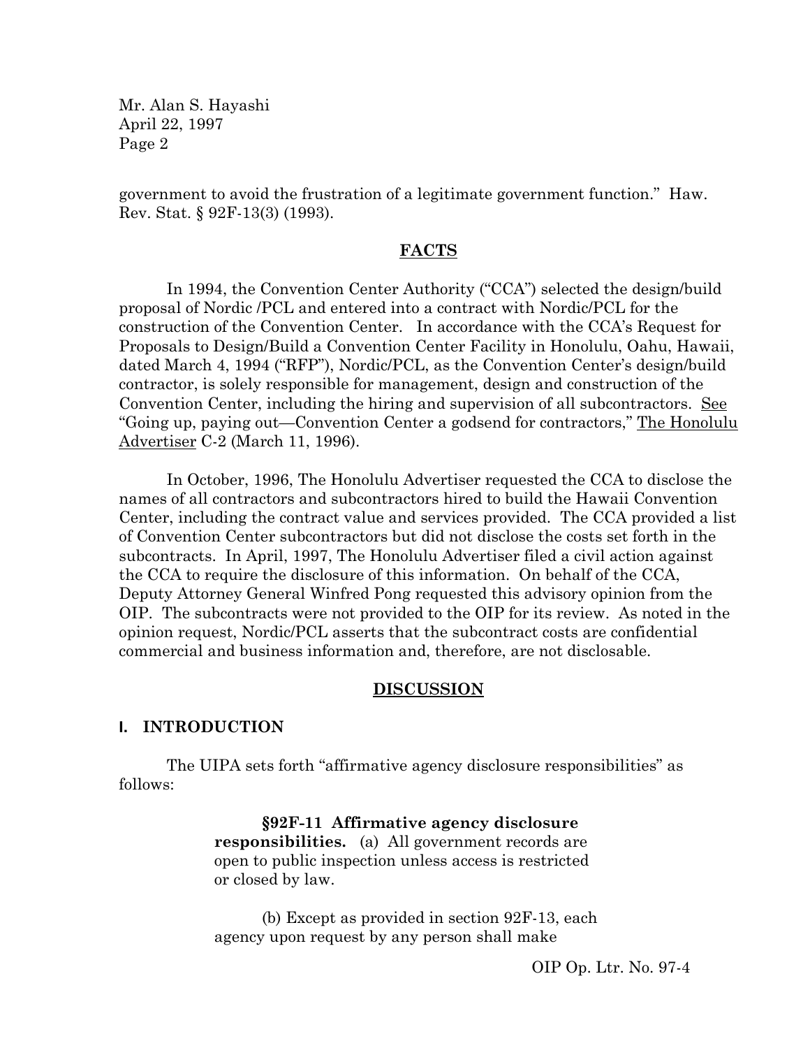government to avoid the frustration of a legitimate government function." Haw. Rev. Stat. § 92F-13(3) (1993).

## FACTS

In 1994, the Convention Center Authority ("CCA") selected the design/build proposal of Nordic /PCL and entered into a contract with Nordic/PCL for the construction of the Convention Center. In accordance with the CCA's Request for Proposals to Design/Build a Convention Center Facility in Honolulu, Oahu, Hawaii, dated March 4, 1994 ("RFP"), Nordic/PCL, as the Convention Center's design/build contractor, is solely responsible for management, design and construction of the Convention Center, including the hiring and supervision of all subcontractors. See "Going up, paying out—Convention Center a godsend for contractors," The Honolulu Advertiser C-2 (March 11, 1996).

In October, 1996, The Honolulu Advertiser requested the CCA to disclose the names of all contractors and subcontractors hired to build the Hawaii Convention Center, including the contract value and services provided. The CCA provided a list of Convention Center subcontractors but did not disclose the costs set forth in the subcontracts. In April, 1997, The Honolulu Advertiser filed a civil action against the CCA to require the disclosure of this information. On behalf of the CCA, Deputy Attorney General Winfred Pong requested this advisory opinion from the OIP. The subcontracts were not provided to the OIP for its review. As noted in the opinion request, Nordic/PCL asserts that the subcontract costs are confidential commercial and business information and, therefore, are not disclosable.

## DISCUSSION

### I. INTRODUCTION

The UIPA sets forth "affirmative agency disclosure responsibilities" as follows:

> **§92F-11 Affirmative agency disclosure responsibilities.** (a) All government records are open to public inspection unless access is restricted or closed by law.
>
> (b) Except as provided in section 92F-13, each agency upon request by any person shall make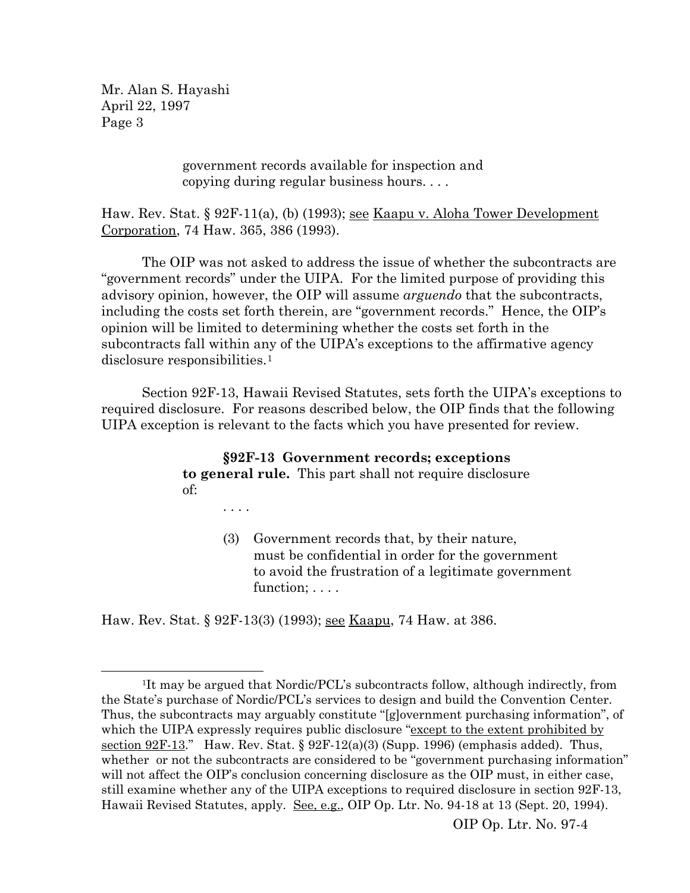government records available for inspection and copying during regular business hours. . . .

Haw. Rev. Stat. § 92F-11(a), (b) (1993); see Kaapu v. Aloha Tower Development Corporation, 74 Haw. 365, 386 (1993).

The OIP was not asked to address the issue of whether the subcontracts are "government records" under the UIPA. For the limited purpose of providing this advisory opinion, however, the OIP will assume *arguendo* that the subcontracts, including the costs set forth therein, are "government records." Hence, the OIP's opinion will be limited to determining whether the costs set forth in the subcontracts fall within any of the UIPA's exceptions to the affirmative agency disclosure responsibilities.[1]

Section 92F-13, Hawaii Revised Statutes, sets forth the UIPA's exceptions to required disclosure. For reasons described below, the OIP finds that the following UIPA exception is relevant to the facts which you have presented for review.

> **§92F-13 Government records; exceptions to general rule.** This part shall not require disclosure of:
>
> . . . .
>
> (3) Government records that, by their nature, must be confidential in order for the government to avoid the frustration of a legitimate government function; . . . .

Haw. Rev. Stat. § 92F-13(3) (1993); see Kaapu, 74 Haw. at 386.

---

[1]It may be argued that Nordic/PCL's subcontracts follow, although indirectly, from the State's purchase of Nordic/PCL's services to design and build the Convention Center. Thus, the subcontracts may arguably constitute "[g]overnment purchasing information", of which the UIPA expressly requires public disclosure "except to the extent prohibited by section 92F-13." Haw. Rev. Stat. § 92F-12(a)(3) (Supp. 1996) (emphasis added). Thus, whether or not the subcontracts are considered to be "government purchasing information" will not affect the OIP's conclusion concerning disclosure as the OIP must, in either case, still examine whether any of the UIPA exceptions to required disclosure in section 92F-13, Hawaii Revised Statutes, apply. See, e.g., OIP Op. Ltr. No. 94-18 at 13 (Sept. 20, 1994).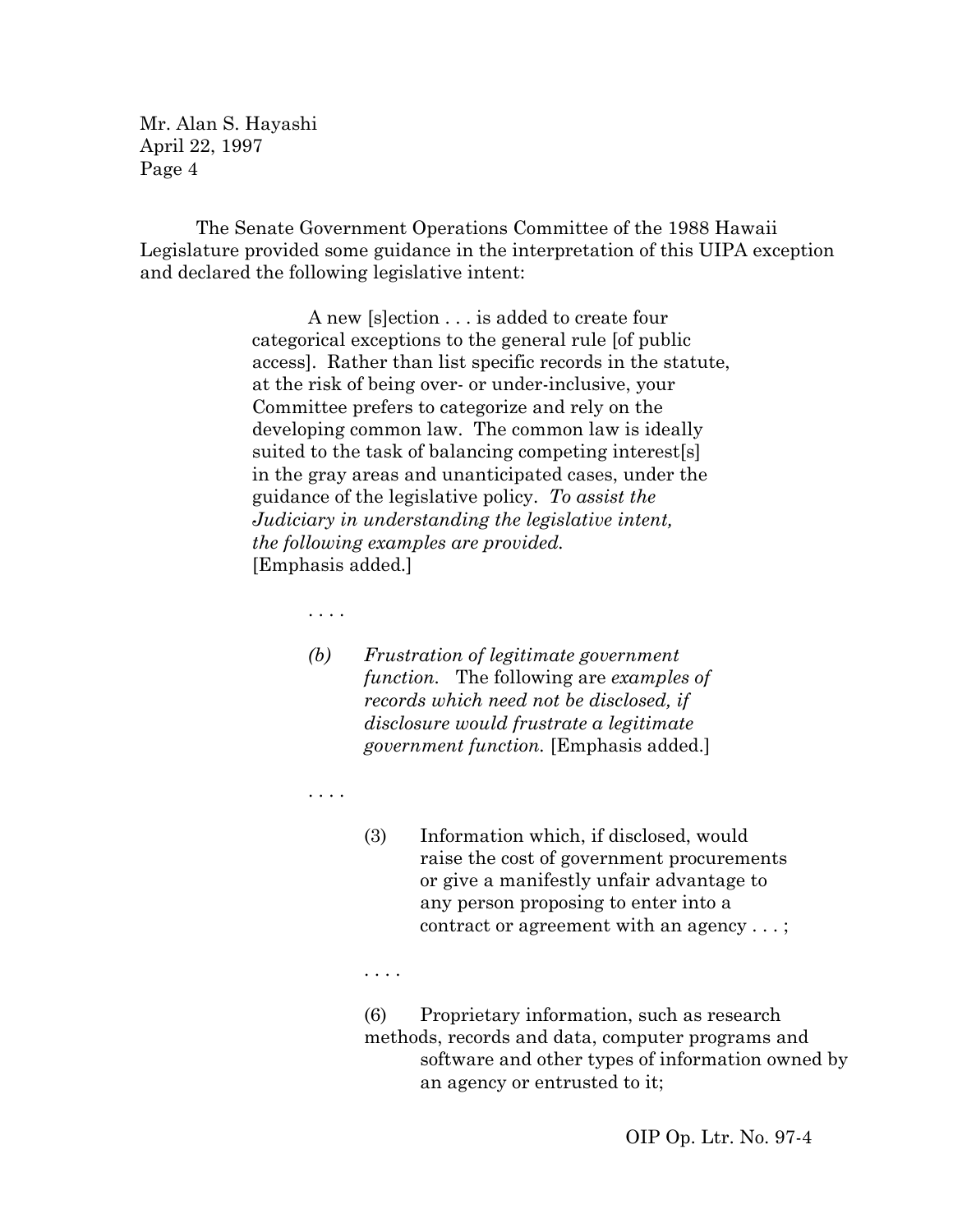The Senate Government Operations Committee of the 1988 Hawaii Legislature provided some guidance in the interpretation of this UIPA exception and declared the following legislative intent:

> A new [s]ection . . . is added to create four categorical exceptions to the general rule [of public access]. Rather than list specific records in the statute, at the risk of being over- or under-inclusive, your Committee prefers to categorize and rely on the developing common law. The common law is ideally suited to the task of balancing competing interest[s] in the gray areas and unanticipated cases, under the guidance of the legislative policy. *To assist the Judiciary in understanding the legislative intent, the following examples are provided.* [Emphasis added.]
>
> . . . .
>
> *(b) Frustration of legitimate government function.* The following are *examples of records which need not be disclosed, if disclosure would frustrate a legitimate government function.* [Emphasis added.]
>
> . . . .
>
> (3) Information which, if disclosed, would raise the cost of government procurements or give a manifestly unfair advantage to any person proposing to enter into a contract or agreement with an agency . . . ;
>
> . . . .
>
> (6) Proprietary information, such as research methods, records and data, computer programs and software and other types of information owned by an agency or entrusted to it;

OIP Op. Ltr. No. 97-4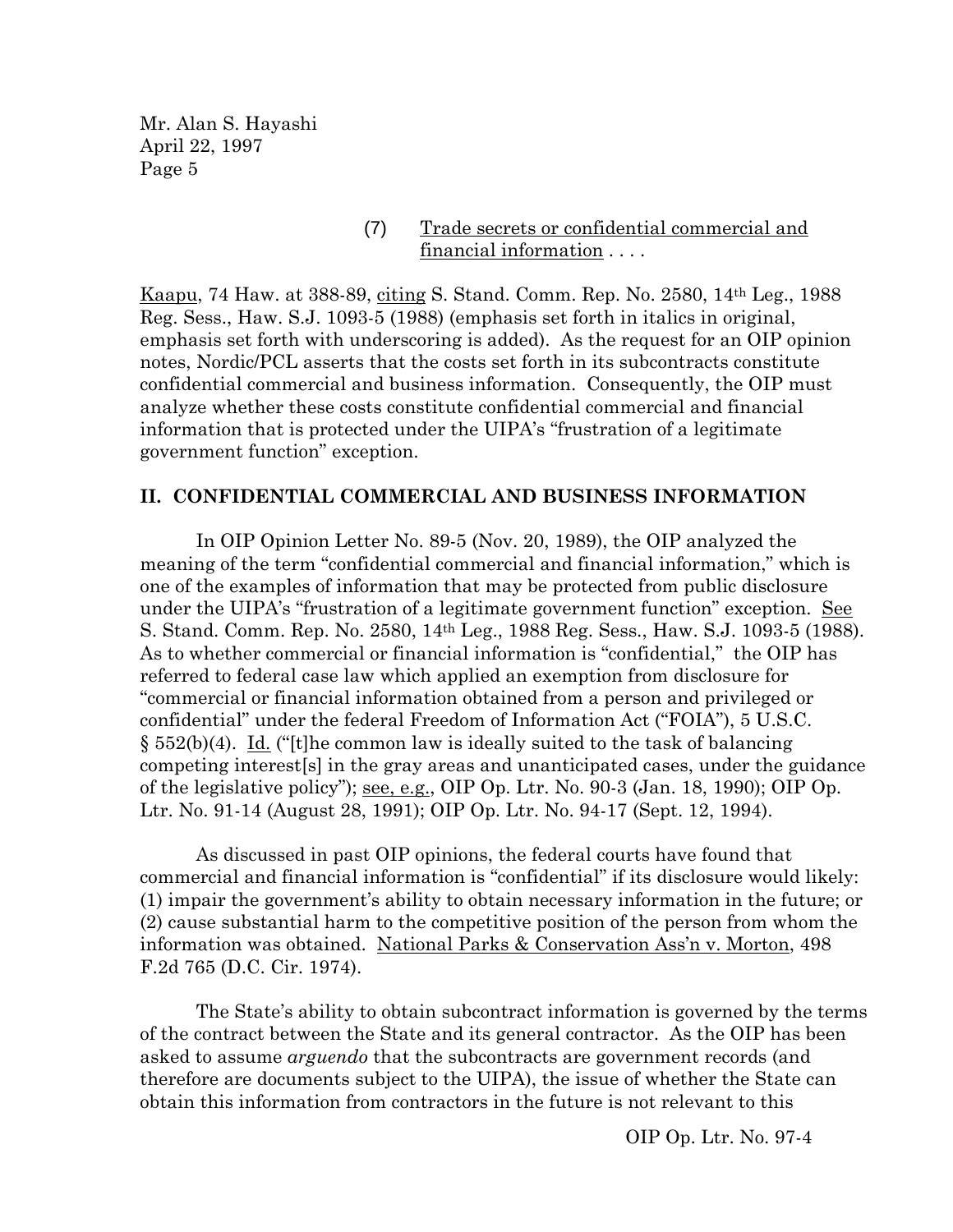(7) Trade secrets or confidential commercial and financial information . . . .

Kaapu, 74 Haw. at 388-89, citing S. Stand. Comm. Rep. No. 2580, 14th Leg., 1988 Reg. Sess., Haw. S.J. 1093-5 (1988) (emphasis set forth in italics in original, emphasis set forth with underscoring is added). As the request for an OIP opinion notes, Nordic/PCL asserts that the costs set forth in its subcontracts constitute confidential commercial and business information. Consequently, the OIP must analyze whether these costs constitute confidential commercial and financial information that is protected under the UIPA's "frustration of a legitimate government function" exception.

## II. CONFIDENTIAL COMMERCIAL AND BUSINESS INFORMATION

In OIP Opinion Letter No. 89-5 (Nov. 20, 1989), the OIP analyzed the meaning of the term "confidential commercial and financial information," which is one of the examples of information that may be protected from public disclosure under the UIPA's "frustration of a legitimate government function" exception. See S. Stand. Comm. Rep. No. 2580, 14th Leg., 1988 Reg. Sess., Haw. S.J. 1093-5 (1988). As to whether commercial or financial information is "confidential," the OIP has referred to federal case law which applied an exemption from disclosure for "commercial or financial information obtained from a person and privileged or confidential" under the federal Freedom of Information Act ("FOIA"), 5 U.S.C. § 552(b)(4). Id. ("[t]he common law is ideally suited to the task of balancing competing interest[s] in the gray areas and unanticipated cases, under the guidance of the legislative policy"); see, e.g., OIP Op. Ltr. No. 90-3 (Jan. 18, 1990); OIP Op. Ltr. No. 91-14 (August 28, 1991); OIP Op. Ltr. No. 94-17 (Sept. 12, 1994).

As discussed in past OIP opinions, the federal courts have found that commercial and financial information is "confidential" if its disclosure would likely: (1) impair the government's ability to obtain necessary information in the future; or (2) cause substantial harm to the competitive position of the person from whom the information was obtained. National Parks & Conservation Ass'n v. Morton, 498 F.2d 765 (D.C. Cir. 1974).

The State's ability to obtain subcontract information is governed by the terms of the contract between the State and its general contractor. As the OIP has been asked to assume *arguendo* that the subcontracts are government records (and therefore are documents subject to the UIPA), the issue of whether the State can obtain this information from contractors in the future is not relevant to this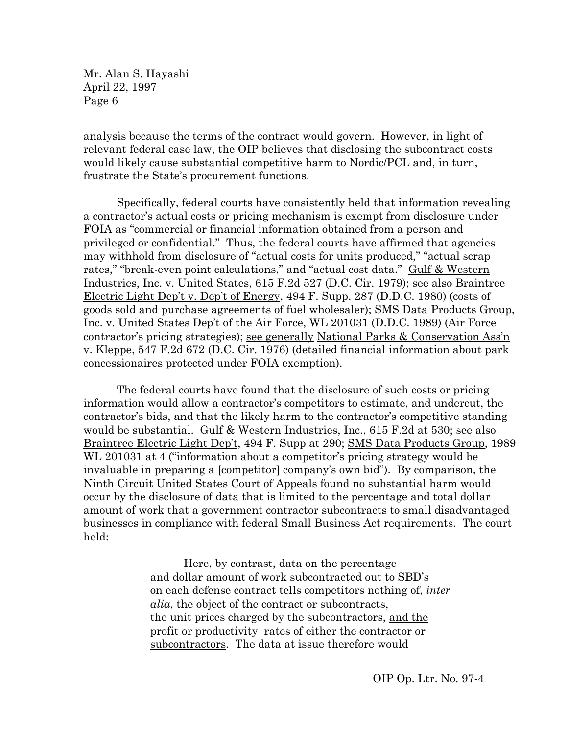analysis because the terms of the contract would govern. However, in light of relevant federal case law, the OIP believes that disclosing the subcontract costs would likely cause substantial competitive harm to Nordic/PCL and, in turn, frustrate the State's procurement functions.

Specifically, federal courts have consistently held that information revealing a contractor's actual costs or pricing mechanism is exempt from disclosure under FOIA as "commercial or financial information obtained from a person and privileged or confidential." Thus, the federal courts have affirmed that agencies may withhold from disclosure of "actual costs for units produced," "actual scrap rates," "break-even point calculations," and "actual cost data." <u>Gulf & Western Industries, Inc. v. United States</u>, 615 F.2d 527 (D.C. Cir. 1979); <u>see also</u> <u>Braintree Electric Light Dep't v. Dep't of Energy</u>, 494 F. Supp. 287 (D.D.C. 1980) (costs of goods sold and purchase agreements of fuel wholesaler); <u>SMS Data Products Group, Inc. v. United States Dep't of the Air Force</u>, WL 201031 (D.D.C. 1989) (Air Force contractor's pricing strategies); <u>see generally</u> <u>National Parks & Conservation Ass'n v. Kleppe</u>, 547 F.2d 672 (D.C. Cir. 1976) (detailed financial information about park concessionaires protected under FOIA exemption).

The federal courts have found that the disclosure of such costs or pricing information would allow a contractor's competitors to estimate, and undercut, the contractor's bids, and that the likely harm to the contractor's competitive standing would be substantial. <u>Gulf & Western Industries, Inc.</u>, 615 F.2d at 530; <u>see also</u> <u>Braintree Electric Light Dep't</u>, 494 F. Supp at 290; <u>SMS Data Products Group</u>, 1989 WL 201031 at 4 ("information about a competitor's pricing strategy would be invaluable in preparing a [competitor] company's own bid"). By comparison, the Ninth Circuit United States Court of Appeals found no substantial harm would occur by the disclosure of data that is limited to the percentage and total dollar amount of work that a government contractor subcontracts to small disadvantaged businesses in compliance with federal Small Business Act requirements. The court held:

> Here, by contrast, data on the percentage and dollar amount of work subcontracted out to SBD's on each defense contract tells competitors nothing of, *inter alia*, the object of the contract or subcontracts, the unit prices charged by the subcontractors, <u>and the profit or productivity rates of either the contractor or subcontractors</u>. The data at issue therefore would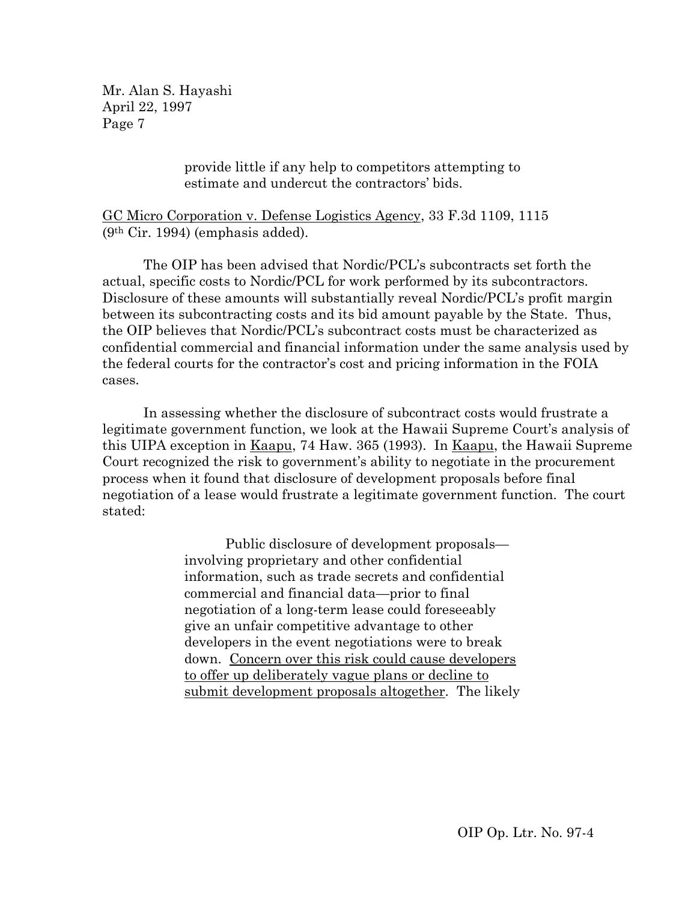> provide little if any help to competitors attempting to estimate and undercut the contractors' bids.

<u>GC Micro Corporation v. Defense Logistics Agency</u>, 33 F.3d 1109, 1115 (9th Cir. 1994) (emphasis added).

The OIP has been advised that Nordic/PCL's subcontracts set forth the actual, specific costs to Nordic/PCL for work performed by its subcontractors. Disclosure of these amounts will substantially reveal Nordic/PCL's profit margin between its subcontracting costs and its bid amount payable by the State. Thus, the OIP believes that Nordic/PCL's subcontract costs must be characterized as confidential commercial and financial information under the same analysis used by the federal courts for the contractor's cost and pricing information in the FOIA cases.

In assessing whether the disclosure of subcontract costs would frustrate a legitimate government function, we look at the Hawaii Supreme Court's analysis of this UIPA exception in <u>Kaapu</u>, 74 Haw. 365 (1993). In <u>Kaapu</u>, the Hawaii Supreme Court recognized the risk to government's ability to negotiate in the procurement process when it found that disclosure of development proposals before final negotiation of a lease would frustrate a legitimate government function. The court stated:

> Public disclosure of development proposals—involving proprietary and other confidential information, such as trade secrets and confidential commercial and financial data—prior to final negotiation of a long-term lease could foreseeably give an unfair competitive advantage to other developers in the event negotiations were to break down. <u>Concern over this risk could cause developers to offer up deliberately vague plans or decline to submit development proposals altogether</u>. The likely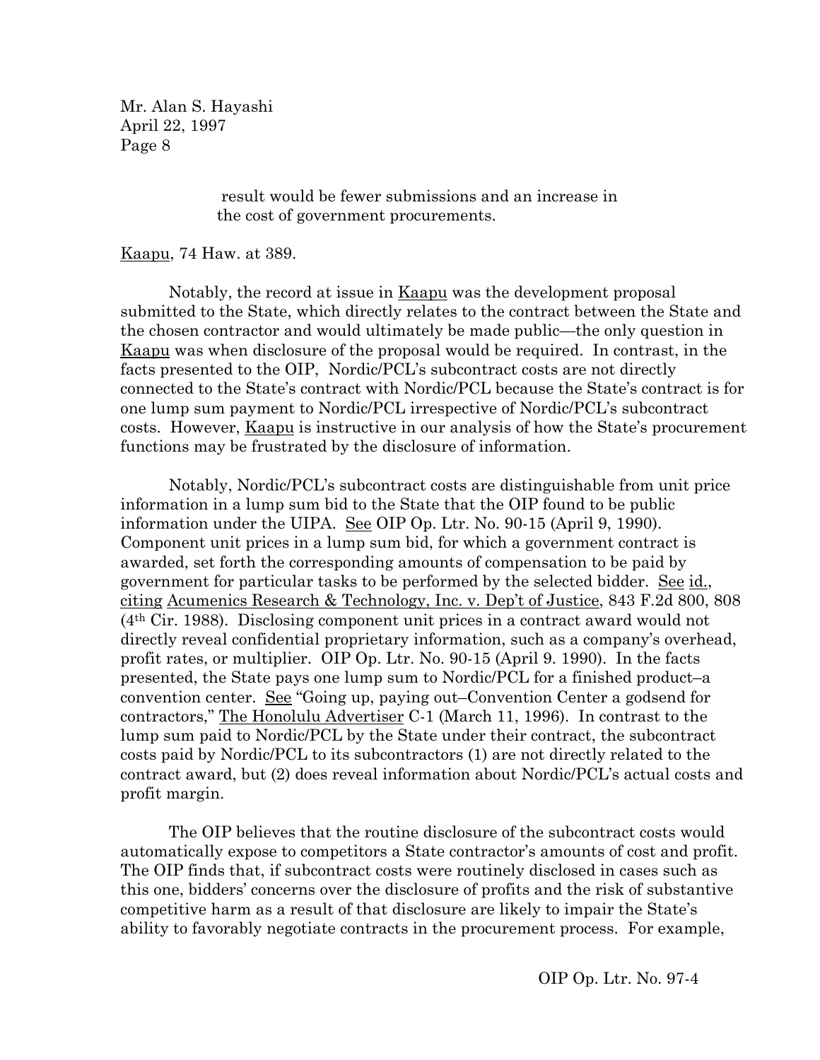result would be fewer submissions and an increase in the cost of government procurements.

Kaapu, 74 Haw. at 389.

Notably, the record at issue in Kaapu was the development proposal submitted to the State, which directly relates to the contract between the State and the chosen contractor and would ultimately be made public—the only question in Kaapu was when disclosure of the proposal would be required. In contrast, in the facts presented to the OIP, Nordic/PCL's subcontract costs are not directly connected to the State's contract with Nordic/PCL because the State's contract is for one lump sum payment to Nordic/PCL irrespective of Nordic/PCL's subcontract costs. However, Kaapu is instructive in our analysis of how the State's procurement functions may be frustrated by the disclosure of information.

Notably, Nordic/PCL's subcontract costs are distinguishable from unit price information in a lump sum bid to the State that the OIP found to be public information under the UIPA. See OIP Op. Ltr. No. 90-15 (April 9, 1990). Component unit prices in a lump sum bid, for which a government contract is awarded, set forth the corresponding amounts of compensation to be paid by government for particular tasks to be performed by the selected bidder. See id., citing Acumenics Research & Technology, Inc. v. Dep't of Justice, 843 F.2d 800, 808 (4th Cir. 1988). Disclosing component unit prices in a contract award would not directly reveal confidential proprietary information, such as a company's overhead, profit rates, or multiplier. OIP Op. Ltr. No. 90-15 (April 9. 1990). In the facts presented, the State pays one lump sum to Nordic/PCL for a finished product–a convention center. See "Going up, paying out–Convention Center a godsend for contractors," The Honolulu Advertiser C-1 (March 11, 1996). In contrast to the lump sum paid to Nordic/PCL by the State under their contract, the subcontract costs paid by Nordic/PCL to its subcontractors (1) are not directly related to the contract award, but (2) does reveal information about Nordic/PCL's actual costs and profit margin.

The OIP believes that the routine disclosure of the subcontract costs would automatically expose to competitors a State contractor's amounts of cost and profit. The OIP finds that, if subcontract costs were routinely disclosed in cases such as this one, bidders' concerns over the disclosure of profits and the risk of substantive competitive harm as a result of that disclosure are likely to impair the State's ability to favorably negotiate contracts in the procurement process. For example,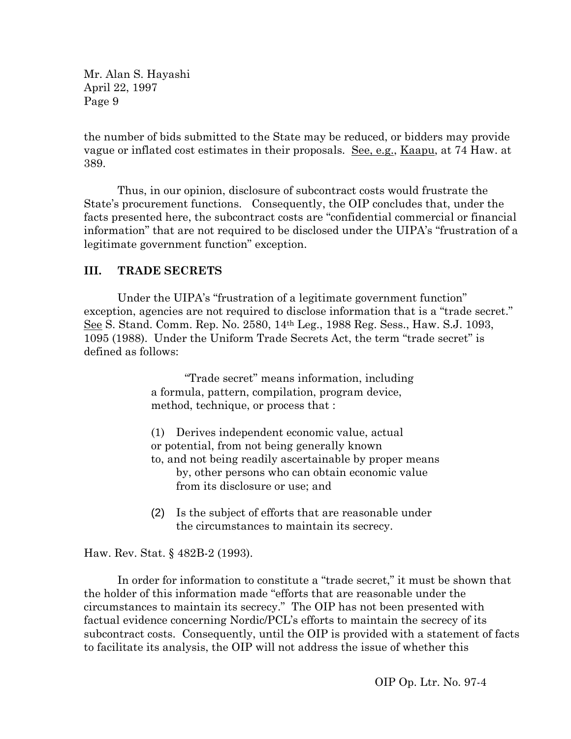the number of bids submitted to the State may be reduced, or bidders may provide vague or inflated cost estimates in their proposals. See, e.g., Kaapu, at 74 Haw. at 389.

Thus, in our opinion, disclosure of subcontract costs would frustrate the State's procurement functions. Consequently, the OIP concludes that, under the facts presented here, the subcontract costs are "confidential commercial or financial information" that are not required to be disclosed under the UIPA's "frustration of a legitimate government function" exception.

## III. TRADE SECRETS

Under the UIPA's "frustration of a legitimate government function" exception, agencies are not required to disclose information that is a "trade secret." See S. Stand. Comm. Rep. No. 2580, 14th Leg., 1988 Reg. Sess., Haw. S.J. 1093, 1095 (1988). Under the Uniform Trade Secrets Act, the term "trade secret" is defined as follows:

> "Trade secret" means information, including a formula, pattern, compilation, program device, method, technique, or process that :
>
> (1) Derives independent economic value, actual or potential, from not being generally known to, and not being readily ascertainable by proper means by, other persons who can obtain economic value from its disclosure or use; and
>
> (2) Is the subject of efforts that are reasonable under the circumstances to maintain its secrecy.

Haw. Rev. Stat. § 482B-2 (1993).

In order for information to constitute a "trade secret," it must be shown that the holder of this information made "efforts that are reasonable under the circumstances to maintain its secrecy." The OIP has not been presented with factual evidence concerning Nordic/PCL's efforts to maintain the secrecy of its subcontract costs. Consequently, until the OIP is provided with a statement of facts to facilitate its analysis, the OIP will not address the issue of whether this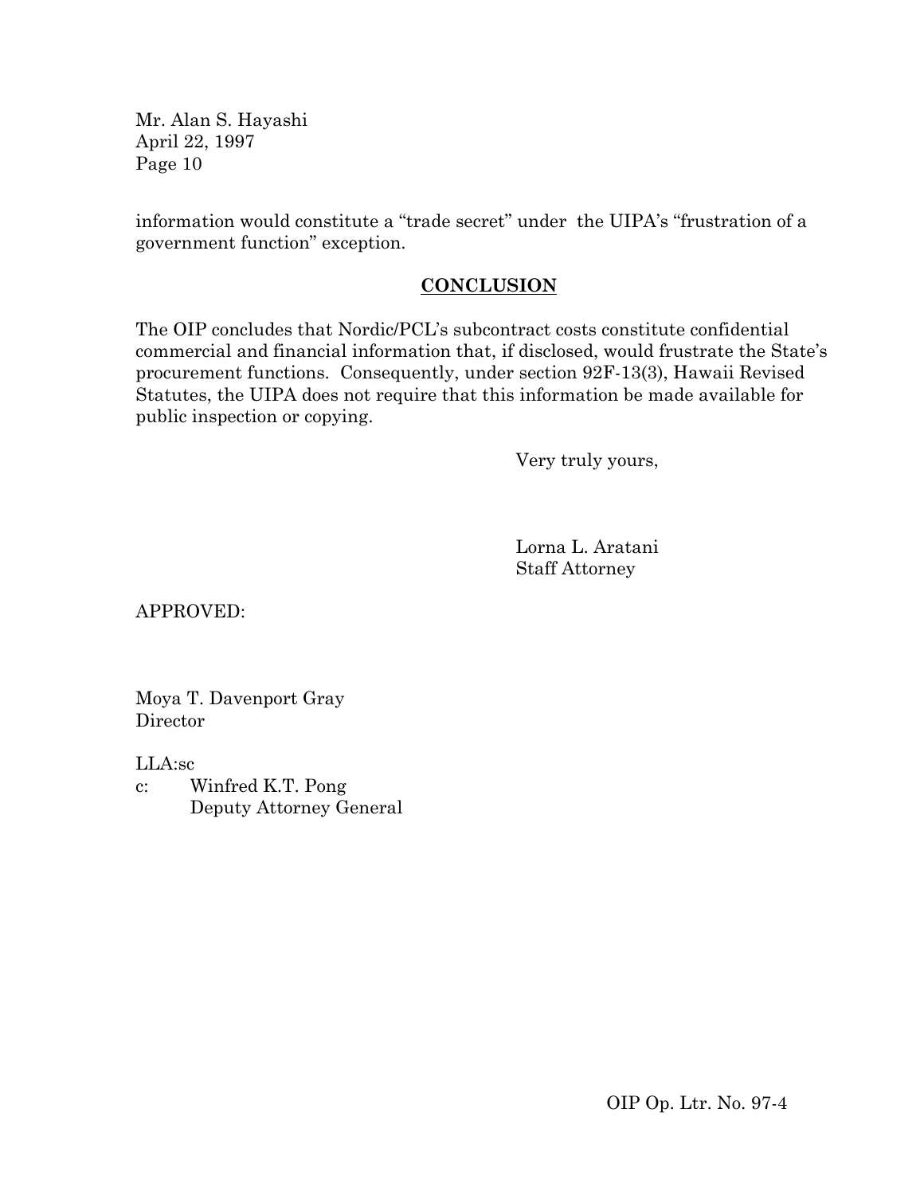information would constitute a "trade secret" under the UIPA's "frustration of a government function" exception.

## CONCLUSION

The OIP concludes that Nordic/PCL's subcontract costs constitute confidential commercial and financial information that, if disclosed, would frustrate the State's procurement functions. Consequently, under section 92F-13(3), Hawaii Revised Statutes, the UIPA does not require that this information be made available for public inspection or copying.

Very truly yours,

Lorna L. Aratani
Staff Attorney

APPROVED:

Moya T. Davenport Gray
Director

LLA:sc

c: Winfred K.T. Pong
Deputy Attorney General